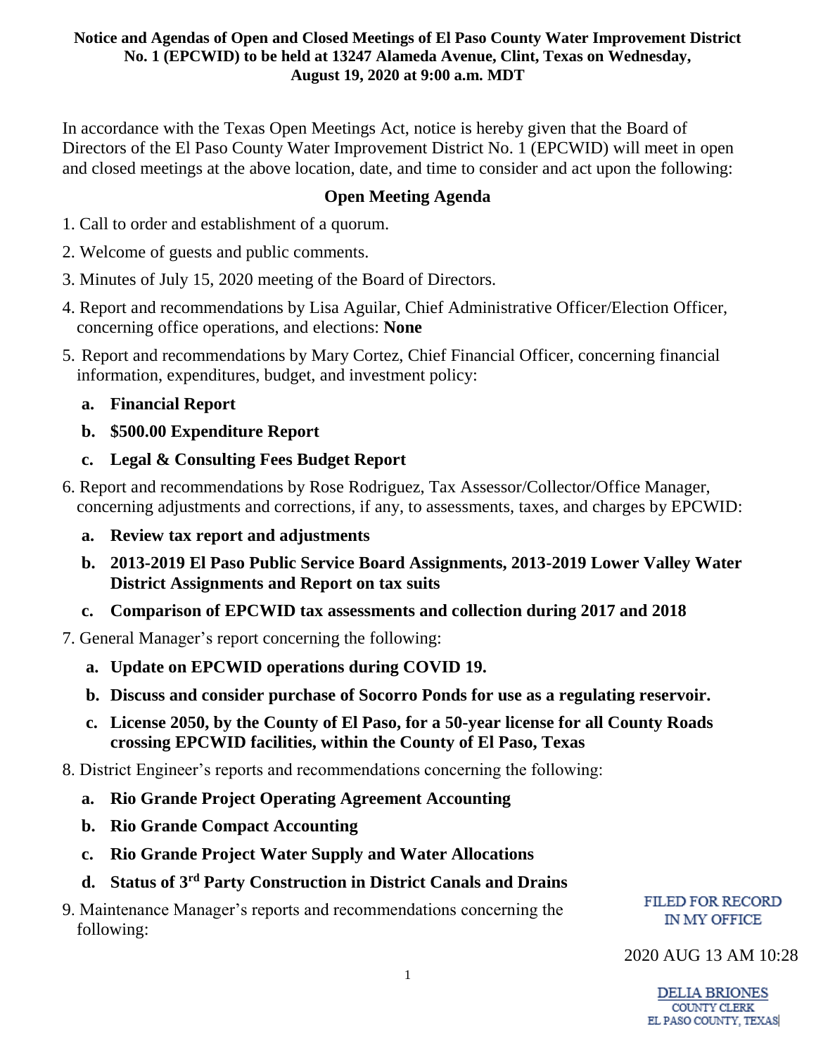**Notice and Agendas of Open and Closed Meetings of El Paso County Water Improvement District No. 1 (EPCWID) to be held at 13247 Alameda Avenue, Clint, Texas on Wednesday, August 19, 2020 at 9:00 a.m. MDT**

In accordance with the Texas Open Meetings Act, notice is hereby given that the Board of Directors of the El Paso County Water Improvement District No. 1 (EPCWID) will meet in open and closed meetings at the above location, date, and time to consider and act upon the following:

## Open Meeting Agenda

1. Call to order and establishment of a quorum.
2. Welcome of guests and public comments.
3. Minutes of July 15, 2020 meeting of the Board of Directors.
4. Report and recommendations by Lisa Aguilar, Chief Administrative Officer/Election Officer, concerning office operations, and elections: **None**
5. Report and recommendations by Mary Cortez, Chief Financial Officer, concerning financial information, expenditures, budget, and investment policy:
   - **a. Financial Report**
   - **b. $500.00 Expenditure Report**
   - **c. Legal & Consulting Fees Budget Report**
6. Report and recommendations by Rose Rodriguez, Tax Assessor/Collector/Office Manager, concerning adjustments and corrections, if any, to assessments, taxes, and charges by EPCWID:
   - **a. Review tax report and adjustments**
   - **b. 2013-2019 El Paso Public Service Board Assignments, 2013-2019 Lower Valley Water District Assignments and Report on tax suits**
   - **c. Comparison of EPCWID tax assessments and collection during 2017 and 2018**
7. General Manager's report concerning the following:
   - **a. Update on EPCWID operations during COVID 19.**
   - **b. Discuss and consider purchase of Socorro Ponds for use as a regulating reservoir.**
   - **c. License 2050, by the County of El Paso, for a 50-year license for all County Roads crossing EPCWID facilities, within the County of El Paso, Texas**
8. District Engineer's reports and recommendations concerning the following:
   - **a. Rio Grande Project Operating Agreement Accounting**
   - **b. Rio Grande Compact Accounting**
   - **c. Rio Grande Project Water Supply and Water Allocations**
   - **d. Status of 3rd Party Construction in District Canals and Drains**
9. Maintenance Manager's reports and recommendations concerning the following:

FILED FOR RECORD
IN MY OFFICE

2020 AUG 13 AM 10:28

DELIA BRIONES
COUNTY CLERK
EL PASO COUNTY, TEXAS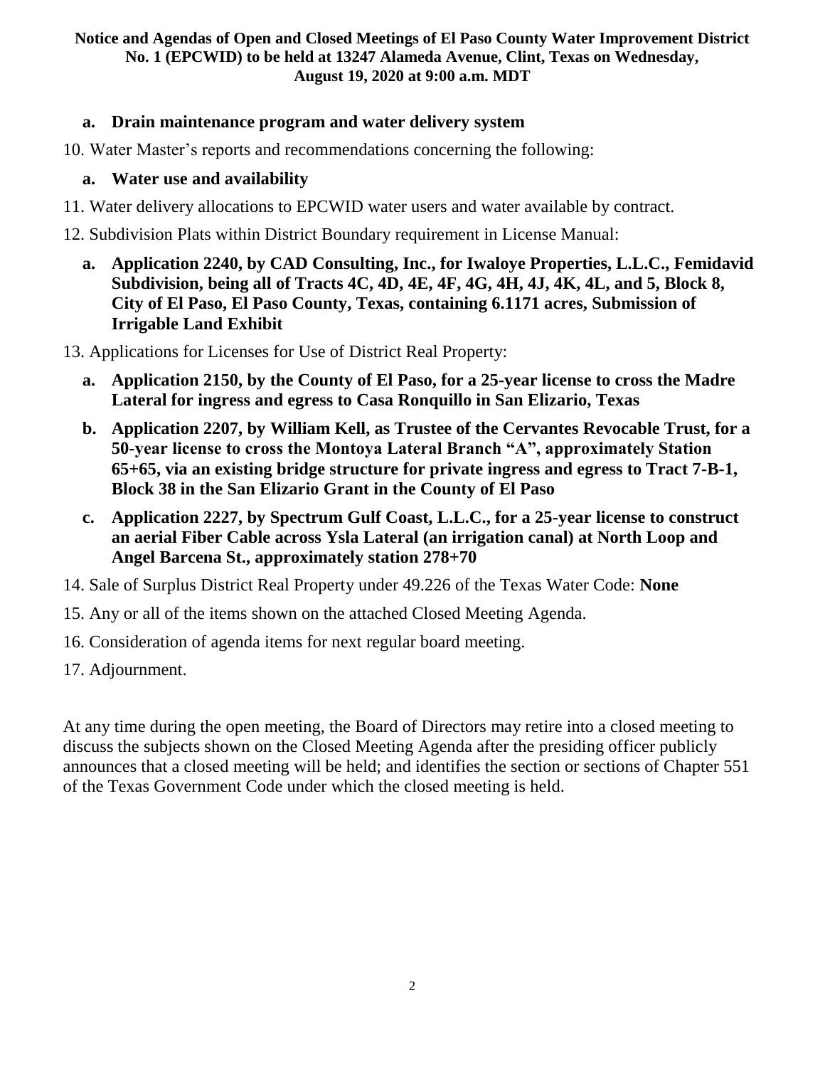**Notice and Agendas of Open and Closed Meetings of El Paso County Water Improvement District No. 1 (EPCWID) to be held at 13247 Alameda Avenue, Clint, Texas on Wednesday, August 19, 2020 at 9:00 a.m. MDT**

   **a. Drain maintenance program and water delivery system**

10. Water Master's reports and recommendations concerning the following:

    **a. Water use and availability**

11. Water delivery allocations to EPCWID water users and water available by contract.

12. Subdivision Plats within District Boundary requirement in License Manual:

    **a. Application 2240, by CAD Consulting, Inc., for Iwaloye Properties, L.L.C., Femidavid Subdivision, being all of Tracts 4C, 4D, 4E, 4F, 4G, 4H, 4J, 4K, 4L, and 5, Block 8, City of El Paso, El Paso County, Texas, containing 6.1171 acres, Submission of Irrigable Land Exhibit**

13. Applications for Licenses for Use of District Real Property:

    **a. Application 2150, by the County of El Paso, for a 25-year license to cross the Madre Lateral for ingress and egress to Casa Ronquillo in San Elizario, Texas**

    **b. Application 2207, by William Kell, as Trustee of the Cervantes Revocable Trust, for a 50-year license to cross the Montoya Lateral Branch "A", approximately Station 65+65, via an existing bridge structure for private ingress and egress to Tract 7-B-1, Block 38 in the San Elizario Grant in the County of El Paso**

    **c. Application 2227, by Spectrum Gulf Coast, L.L.C., for a 25-year license to construct an aerial Fiber Cable across Ysla Lateral (an irrigation canal) at North Loop and Angel Barcena St., approximately station 278+70**

14. Sale of Surplus District Real Property under 49.226 of the Texas Water Code: **None**

15. Any or all of the items shown on the attached Closed Meeting Agenda.

16. Consideration of agenda items for next regular board meeting.

17. Adjournment.

At any time during the open meeting, the Board of Directors may retire into a closed meeting to discuss the subjects shown on the Closed Meeting Agenda after the presiding officer publicly announces that a closed meeting will be held; and identifies the section or sections of Chapter 551 of the Texas Government Code under which the closed meeting is held.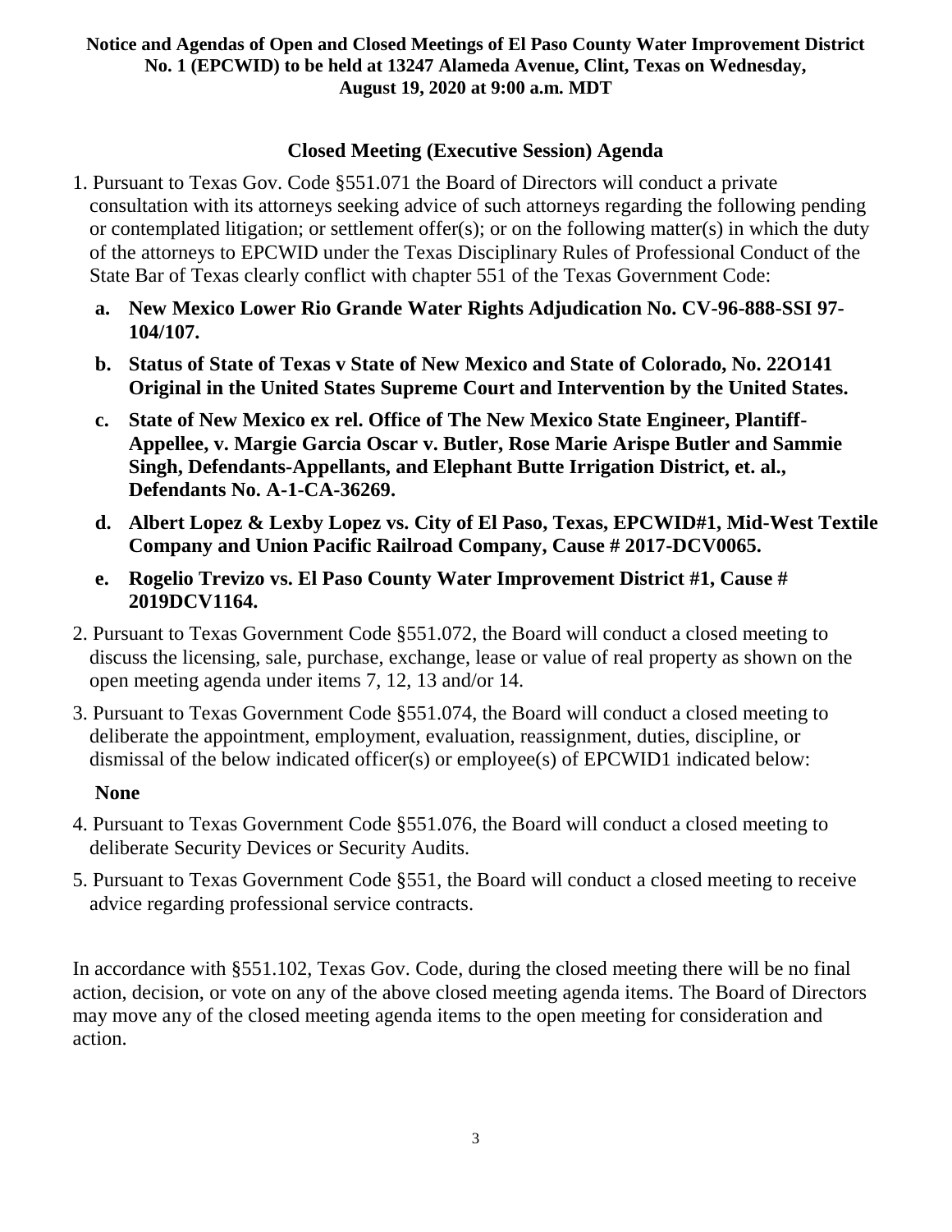**Notice and Agendas of Open and Closed Meetings of El Paso County Water Improvement District No. 1 (EPCWID) to be held at 13247 Alameda Avenue, Clint, Texas on Wednesday, August 19, 2020 at 9:00 a.m. MDT**

## Closed Meeting (Executive Session) Agenda

1. Pursuant to Texas Gov. Code §551.071 the Board of Directors will conduct a private consultation with its attorneys seeking advice of such attorneys regarding the following pending or contemplated litigation; or settlement offer(s); or on the following matter(s) in which the duty of the attorneys to EPCWID under the Texas Disciplinary Rules of Professional Conduct of the State Bar of Texas clearly conflict with chapter 551 of the Texas Government Code:
   - **a. New Mexico Lower Rio Grande Water Rights Adjudication No. CV-96-888-SSI 97-104/107.**
   - **b. Status of State of Texas v State of New Mexico and State of Colorado, No. 22O141 Original in the United States Supreme Court and Intervention by the United States.**
   - **c. State of New Mexico ex rel. Office of The New Mexico State Engineer, Plantiff-Appellee, v. Margie Garcia Oscar v. Butler, Rose Marie Arispe Butler and Sammie Singh, Defendants-Appellants, and Elephant Butte Irrigation District, et. al., Defendants No. A-1-CA-36269.**
   - **d. Albert Lopez & Lexby Lopez vs. City of El Paso, Texas, EPCWID#1, Mid-West Textile Company and Union Pacific Railroad Company, Cause # 2017-DCV0065.**
   - **e. Rogelio Trevizo vs. El Paso County Water Improvement District #1, Cause # 2019DCV1164.**
2. Pursuant to Texas Government Code §551.072, the Board will conduct a closed meeting to discuss the licensing, sale, purchase, exchange, lease or value of real property as shown on the open meeting agenda under items 7, 12, 13 and/or 14.
3. Pursuant to Texas Government Code §551.074, the Board will conduct a closed meeting to deliberate the appointment, employment, evaluation, reassignment, duties, discipline, or dismissal of the below indicated officer(s) or employee(s) of EPCWID1 indicated below:

   **None**
4. Pursuant to Texas Government Code §551.076, the Board will conduct a closed meeting to deliberate Security Devices or Security Audits.
5. Pursuant to Texas Government Code §551, the Board will conduct a closed meeting to receive advice regarding professional service contracts.

In accordance with §551.102, Texas Gov. Code, during the closed meeting there will be no final action, decision, or vote on any of the above closed meeting agenda items. The Board of Directors may move any of the closed meeting agenda items to the open meeting for consideration and action.